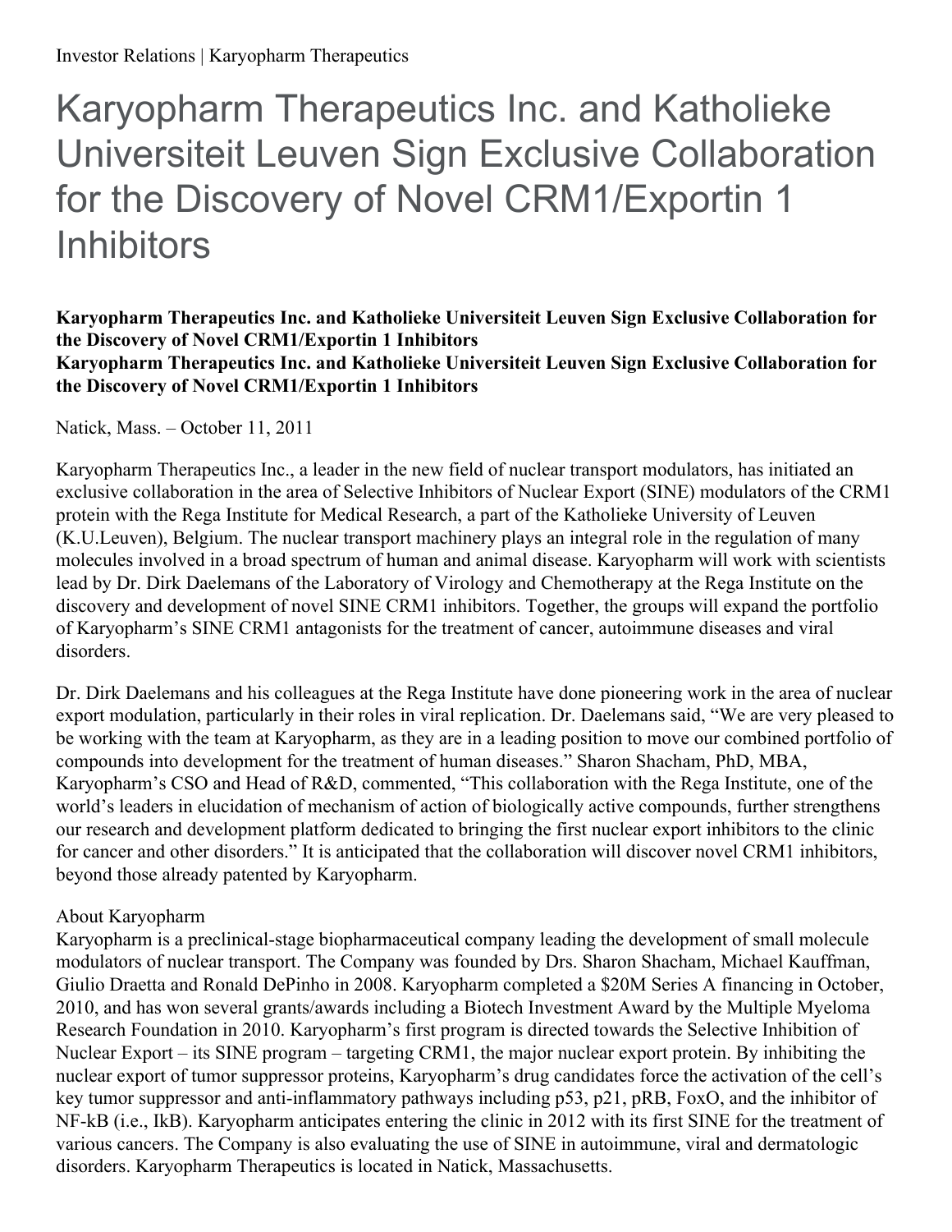# Karyopharm Therapeutics Inc. and Katholieke Universiteit Leuven Sign Exclusive Collaboration for the Discovery of Novel CRM1/Exportin 1 Inhibitors

**Karyopharm Therapeutics Inc. and Katholieke Universiteit Leuven Sign Exclusive Collaboration for the Discovery of Novel CRM1/Exportin 1 Inhibitors**
**Karyopharm Therapeutics Inc. and Katholieke Universiteit Leuven Sign Exclusive Collaboration for the Discovery of Novel CRM1/Exportin 1 Inhibitors**

Natick, Mass. – October 11, 2011

Karyopharm Therapeutics Inc., a leader in the new field of nuclear transport modulators, has initiated an exclusive collaboration in the area of Selective Inhibitors of Nuclear Export (SINE) modulators of the CRM1 protein with the Rega Institute for Medical Research, a part of the Katholieke University of Leuven (K.U.Leuven), Belgium. The nuclear transport machinery plays an integral role in the regulation of many molecules involved in a broad spectrum of human and animal disease. Karyopharm will work with scientists lead by Dr. Dirk Daelemans of the Laboratory of Virology and Chemotherapy at the Rega Institute on the discovery and development of novel SINE CRM1 inhibitors. Together, the groups will expand the portfolio of Karyopharm's SINE CRM1 antagonists for the treatment of cancer, autoimmune diseases and viral disorders.

Dr. Dirk Daelemans and his colleagues at the Rega Institute have done pioneering work in the area of nuclear export modulation, particularly in their roles in viral replication. Dr. Daelemans said, "We are very pleased to be working with the team at Karyopharm, as they are in a leading position to move our combined portfolio of compounds into development for the treatment of human diseases." Sharon Shacham, PhD, MBA, Karyopharm's CSO and Head of R&D, commented, "This collaboration with the Rega Institute, one of the world's leaders in elucidation of mechanism of action of biologically active compounds, further strengthens our research and development platform dedicated to bringing the first nuclear export inhibitors to the clinic for cancer and other disorders." It is anticipated that the collaboration will discover novel CRM1 inhibitors, beyond those already patented by Karyopharm.

About Karyopharm
Karyopharm is a preclinical-stage biopharmaceutical company leading the development of small molecule modulators of nuclear transport. The Company was founded by Drs. Sharon Shacham, Michael Kauffman, Giulio Draetta and Ronald DePinho in 2008. Karyopharm completed a $20M Series A financing in October, 2010, and has won several grants/awards including a Biotech Investment Award by the Multiple Myeloma Research Foundation in 2010. Karyopharm's first program is directed towards the Selective Inhibition of Nuclear Export – its SINE program – targeting CRM1, the major nuclear export protein. By inhibiting the nuclear export of tumor suppressor proteins, Karyopharm's drug candidates force the activation of the cell's key tumor suppressor and anti-inflammatory pathways including p53, p21, pRB, FoxO, and the inhibitor of NF-kB (i.e., IkB). Karyopharm anticipates entering the clinic in 2012 with its first SINE for the treatment of various cancers. The Company is also evaluating the use of SINE in autoimmune, viral and dermatologic disorders. Karyopharm Therapeutics is located in Natick, Massachusetts.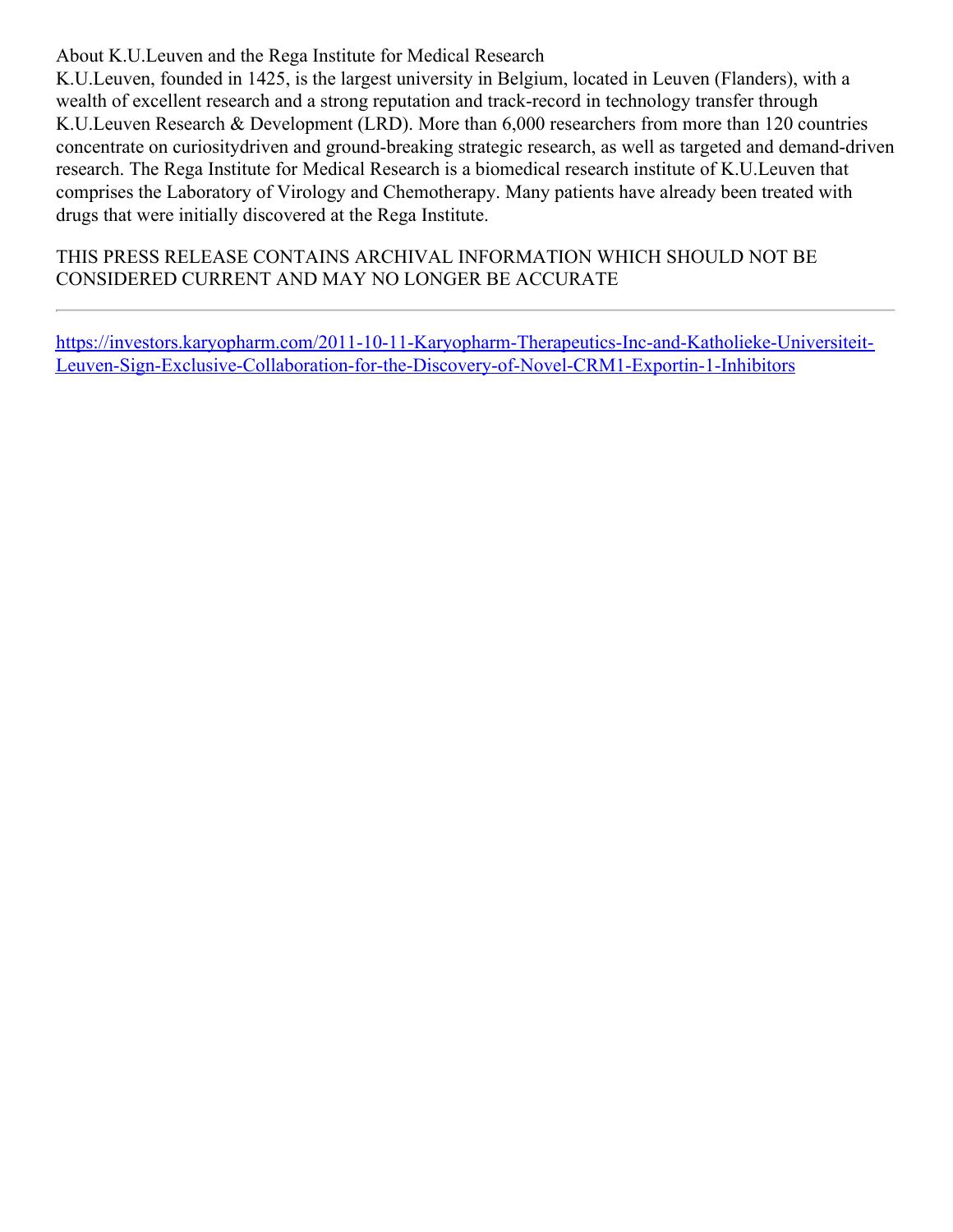About K.U.Leuven and the Rega Institute for Medical Research

K.U.Leuven, founded in 1425, is the largest university in Belgium, located in Leuven (Flanders), with a wealth of excellent research and a strong reputation and track-record in technology transfer through K.U.Leuven Research & Development (LRD). More than 6,000 researchers from more than 120 countries concentrate on curiositydriven and ground-breaking strategic research, as well as targeted and demand-driven research. The Rega Institute for Medical Research is a biomedical research institute of K.U.Leuven that comprises the Laboratory of Virology and Chemotherapy. Many patients have already been treated with drugs that were initially discovered at the Rega Institute.

THIS PRESS RELEASE CONTAINS ARCHIVAL INFORMATION WHICH SHOULD NOT BE CONSIDERED CURRENT AND MAY NO LONGER BE ACCURATE

---

https://investors.karyopharm.com/2011-10-11-Karyopharm-Therapeutics-Inc-and-Katholieke-Universiteit-Leuven-Sign-Exclusive-Collaboration-for-the-Discovery-of-Novel-CRM1-Exportin-1-Inhibitors